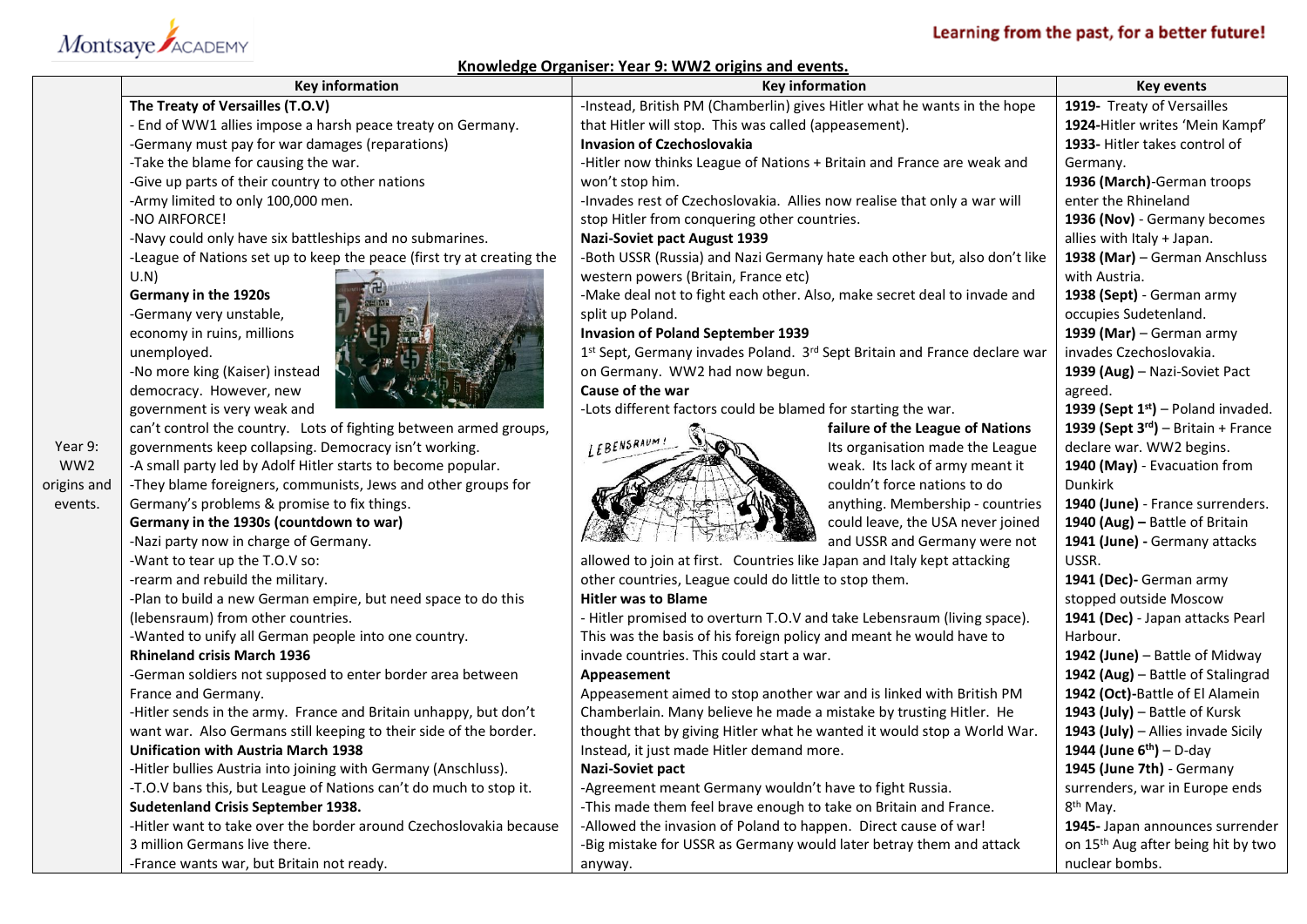Montsaye ACADEMY

Learning from the past, for a better future!

**Knowledge Organiser: Year 9: WW2 origins and events.**

**Year 9: WW2 origins and events.**

## Key information

**The Treaty of Versailles (T.O.V)**

- End of WW1 allies impose a harsh peace treaty on Germany.
-Germany must pay for war damages (reparations)
-Take the blame for causing the war.
-Give up parts of their country to other nations
-Army limited to only 100,000 men.
-NO AIRFORCE!
-Navy could only have six battleships and no submarines.
-League of Nations set up to keep the peace (first try at creating the U.N)

**Germany in the 1920s**

-Germany very unstable, economy in ruins, millions unemployed.
-No more king (Kaiser) instead democracy. However, new government is very weak and can't control the country. Lots of fighting between armed groups, governments keep collapsing. Democracy isn't working.
-A small party led by Adolf Hitler starts to become popular.
-They blame foreigners, communists, Jews and other groups for Germany's problems & promise to fix things.

**Germany in the 1930s (countdown to war)**

-Nazi party now in charge of Germany.
-Want to tear up the T.O.V so:
-rearm and rebuild the military.
-Plan to build a new German empire, but need space to do this (lebensraum) from other countries.
-Wanted to unify all German people into one country.

**Rhineland crisis March 1936**

-German soldiers not supposed to enter border area between France and Germany.
-Hitler sends in the army. France and Britain unhappy, but don't want war. Also Germans still keeping to their side of the border.

**Unification with Austria March 1938**

-Hitler bullies Austria into joining with Germany (Anschluss).
-T.O.V bans this, but League of Nations can't do much to stop it.

**Sudetenland Crisis September 1938.**

-Hitler want to take over the border around Czechoslovakia because 3 million Germans live there.
-France wants war, but Britain not ready.

## Key information

-Instead, British PM (Chamberlin) gives Hitler what he wants in the hope that Hitler will stop. This was called (appeasement).

**Invasion of Czechoslovakia**

-Hitler now thinks League of Nations + Britain and France are weak and won't stop him.
-Invades rest of Czechoslovakia. Allies now realise that only a war will stop Hitler from conquering other countries.

**Nazi-Soviet pact August 1939**

-Both USSR (Russia) and Nazi Germany hate each other but, also don't like western powers (Britain, France etc)
-Make deal not to fight each other. Also, make secret deal to invade and split up Poland.

**Invasion of Poland September 1939**

1st Sept, Germany invades Poland. 3rd Sept Britain and France declare war on Germany. WW2 had now begun.

**Cause of the war**

-Lots different factors could be blamed for starting the war.

**failure of the League of Nations**

Its organisation made the League weak. Its lack of army meant it couldn't force nations to do anything. Membership - countries could leave, the USA never joined and USSR and Germany were not allowed to join at first. Countries like Japan and Italy kept attacking other countries, League could do little to stop them.

**Hitler was to Blame**

- Hitler promised to overturn T.O.V and take Lebensraum (living space). This was the basis of his foreign policy and meant he would have to invade countries. This could start a war.

**Appeasement**

Appeasement aimed to stop another war and is linked with British PM Chamberlain. Many believe he made a mistake by trusting Hitler. He thought that by giving Hitler what he wanted it would stop a World War. Instead, it just made Hitler demand more.

**Nazi-Soviet pact**

-Agreement meant Germany wouldn't have to fight Russia.
-This made them feel brave enough to take on Britain and France.
-Allowed the invasion of Poland to happen. Direct cause of war!
-Big mistake for USSR as Germany would later betray them and attack anyway.

## Key events

**1919-** Treaty of Versailles
**1924-**Hitler writes 'Mein Kampf'
**1933-** Hitler takes control of Germany.
**1936 (March)**-German troops enter the Rhineland
**1936 (Nov)** - Germany becomes allies with Italy + Japan.
**1938 (Mar)** – German Anschluss with Austria.
**1938 (Sept)** - German army occupies Sudetenland.
**1939 (Mar)** – German army invades Czechoslovakia.
**1939 (Aug)** – Nazi-Soviet Pact agreed.
**1939 (Sept 1st)** – Poland invaded.
**1939 (Sept 3rd)** – Britain + France declare war. WW2 begins.
**1940 (May)** - Evacuation from Dunkirk
**1940 (June)** - France surrenders.
**1940 (Aug) –** Battle of Britain
**1941 (June)** - Germany attacks USSR.
**1941 (Dec)-** German army stopped outside Moscow
**1941 (Dec)** - Japan attacks Pearl Harbour.
**1942 (June)** – Battle of Midway
**1942 (Aug)** – Battle of Stalingrad
**1942 (Oct)-**Battle of El Alamein
**1943 (July)** – Battle of Kursk
**1943 (July)** – Allies invade Sicily
**1944 (June 6th)** – D-day
**1945 (June 7th)** - Germany surrenders, war in Europe ends 8th May.
**1945-** Japan announces surrender on 15th Aug after being hit by two nuclear bombs.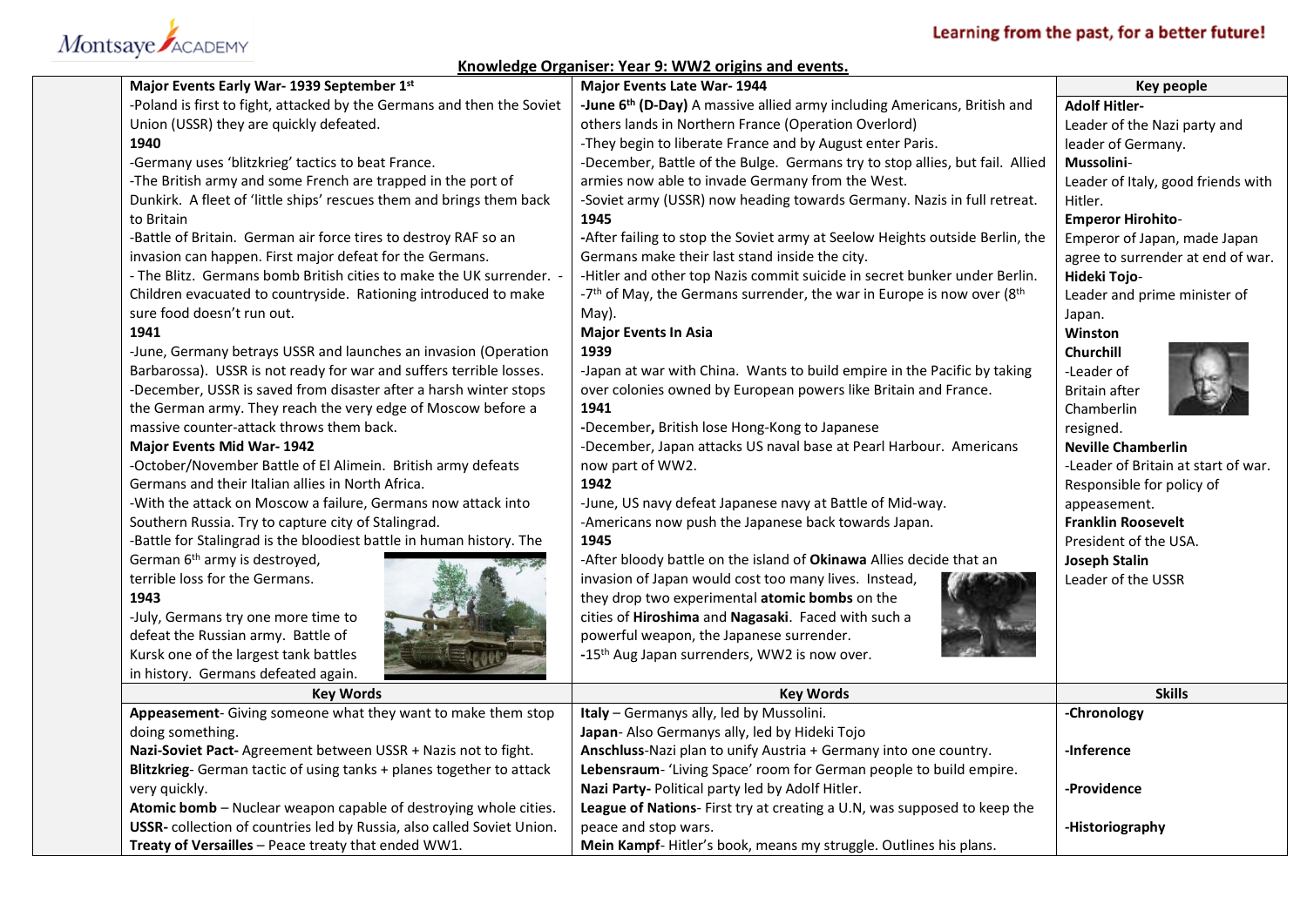Learning from the past, for a better future!

# Knowledge Organiser: Year 9: WW2 origins and events.

## Major Events Early War- 1939 September 1st

-Poland is first to fight, attacked by the Germans and then the Soviet Union (USSR) they are quickly defeated.

**1940**

-Germany uses 'blitzkrieg' tactics to beat France.

-The British army and some French are trapped in the port of Dunkirk. A fleet of 'little ships' rescues them and brings them back to Britain

-Battle of Britain. German air force tires to destroy RAF so an invasion can happen. First major defeat for the Germans.

- The Blitz. Germans bomb British cities to make the UK surrender. - Children evacuated to countryside. Rationing introduced to make sure food doesn't run out.

**1941**

-June, Germany betrays USSR and launches an invasion (Operation Barbarossa). USSR is not ready for war and suffers terrible losses.

-December, USSR is saved from disaster after a harsh winter stops the German army. They reach the very edge of Moscow before a massive counter-attack throws them back.

## Major Events Mid War- 1942

-October/November Battle of El Alimein. British army defeats Germans and their Italian allies in North Africa.

-With the attack on Moscow a failure, Germans now attack into Southern Russia. Try to capture city of Stalingrad.

-Battle for Stalingrad is the bloodiest battle in human history. The German 6th army is destroyed, terrible loss for the Germans.

**1943**

-July, Germans try one more time to defeat the Russian army. Battle of Kursk one of the largest tank battles in history. Germans defeated again.

## Major Events Late War- 1944

**-June 6th (D-Day)** A massive allied army including Americans, British and others lands in Northern France (Operation Overlord)

-They begin to liberate France and by August enter Paris.

-December, Battle of the Bulge. Germans try to stop allies, but fail. Allied armies now able to invade Germany from the West.

-Soviet army (USSR) now heading towards Germany. Nazis in full retreat.

**1945**

-After failing to stop the Soviet army at Seelow Heights outside Berlin, the Germans make their last stand inside the city.

-Hitler and other top Nazis commit suicide in secret bunker under Berlin.

-7th of May, the Germans surrender, the war in Europe is now over (8th May).

## Major Events In Asia

**1939**

-Japan at war with China. Wants to build empire in the Pacific by taking over colonies owned by European powers like Britain and France.

**1941**

-December**,** British lose Hong-Kong to Japanese

-December, Japan attacks US naval base at Pearl Harbour. Americans now part of WW2.

**1942**

-June, US navy defeat Japanese navy at Battle of Mid-way.

-Americans now push the Japanese back towards Japan.

**1945**

-After bloody battle on the island of **Okinawa** Allies decide that an invasion of Japan would cost too many lives. Instead, they drop two experimental **atomic bombs** on the cities of **Hiroshima** and **Nagasaki**. Faced with such a powerful weapon, the Japanese surrender.

**-**15th Aug Japan surrenders, WW2 is now over.

## Key people

**Adolf Hitler-** Leader of the Nazi party and leader of Germany.

**Mussolini-** Leader of Italy, good friends with Hitler.

**Emperor Hirohito-** Emperor of Japan, made Japan agree to surrender at end of war.

**Hideki Tojo-** Leader and prime minister of Japan.

**Winston Churchill** -Leader of Britain after Chamberlin resigned.

**Neville Chamberlin** -Leader of Britain at start of war. Responsible for policy of appeasement.

**Franklin Roosevelt** President of the USA.

**Joseph Stalin** Leader of the USSR

## Key Words

**Appeasement**- Giving someone what they want to make them stop doing something.

**Nazi-Soviet Pact-** Agreement between USSR + Nazis not to fight.

**Blitzkrieg**- German tactic of using tanks + planes together to attack very quickly.

**Atomic bomb** – Nuclear weapon capable of destroying whole cities.

**USSR-** collection of countries led by Russia, also called Soviet Union.

**Treaty of Versailles** – Peace treaty that ended WW1.

## Key Words

**Italy** – Germanys ally, led by Mussolini.

**Japan**- Also Germanys ally, led by Hideki Tojo

**Anschluss**-Nazi plan to unify Austria + Germany into one country.

**Lebensraum**- 'Living Space' room for German people to build empire.

**Nazi Party-** Political party led by Adolf Hitler.

**League of Nations**- First try at creating a U.N, was supposed to keep the peace and stop wars.

**Mein Kampf**- Hitler's book, means my struggle. Outlines his plans.

## Skills

**-Chronology**

**-Inference**

**-Providence**

**-Historiography**